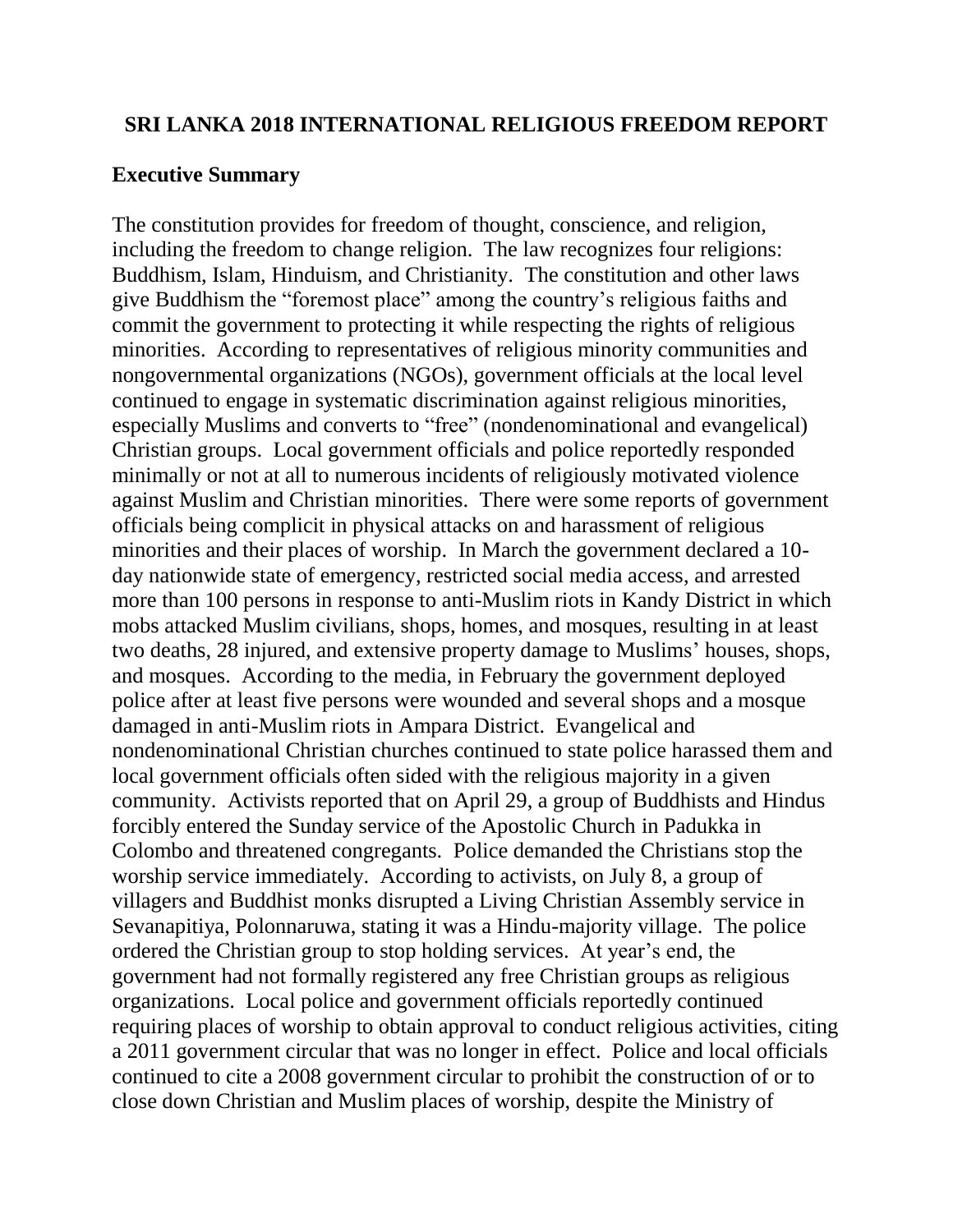# SRI LANKA 2018 INTERNATIONAL RELIGIOUS FREEDOM REPORT

## Executive Summary

The constitution provides for freedom of thought, conscience, and religion, including the freedom to change religion. The law recognizes four religions: Buddhism, Islam, Hinduism, and Christianity. The constitution and other laws give Buddhism the "foremost place" among the country's religious faiths and commit the government to protecting it while respecting the rights of religious minorities. According to representatives of religious minority communities and nongovernmental organizations (NGOs), government officials at the local level continued to engage in systematic discrimination against religious minorities, especially Muslims and converts to "free" (nondenominational and evangelical) Christian groups. Local government officials and police reportedly responded minimally or not at all to numerous incidents of religiously motivated violence against Muslim and Christian minorities. There were some reports of government officials being complicit in physical attacks on and harassment of religious minorities and their places of worship. In March the government declared a 10-day nationwide state of emergency, restricted social media access, and arrested more than 100 persons in response to anti-Muslim riots in Kandy District in which mobs attacked Muslim civilians, shops, homes, and mosques, resulting in at least two deaths, 28 injured, and extensive property damage to Muslims' houses, shops, and mosques. According to the media, in February the government deployed police after at least five persons were wounded and several shops and a mosque damaged in anti-Muslim riots in Ampara District. Evangelical and nondenominational Christian churches continued to state police harassed them and local government officials often sided with the religious majority in a given community. Activists reported that on April 29, a group of Buddhists and Hindus forcibly entered the Sunday service of the Apostolic Church in Padukka in Colombo and threatened congregants. Police demanded the Christians stop the worship service immediately. According to activists, on July 8, a group of villagers and Buddhist monks disrupted a Living Christian Assembly service in Sevanapitiya, Polonnaruwa, stating it was a Hindu-majority village. The police ordered the Christian group to stop holding services. At year's end, the government had not formally registered any free Christian groups as religious organizations. Local police and government officials reportedly continued requiring places of worship to obtain approval to conduct religious activities, citing a 2011 government circular that was no longer in effect. Police and local officials continued to cite a 2008 government circular to prohibit the construction of or to close down Christian and Muslim places of worship, despite the Ministry of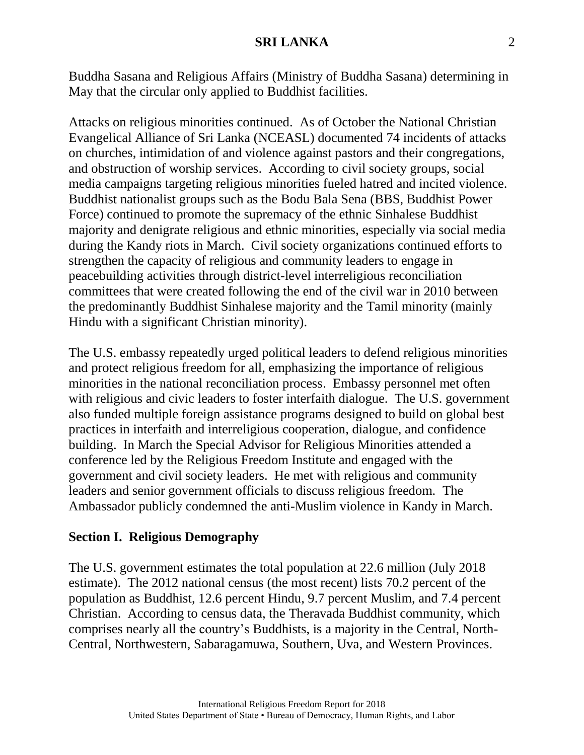Buddha Sasana and Religious Affairs (Ministry of Buddha Sasana) determining in May that the circular only applied to Buddhist facilities.

Attacks on religious minorities continued. As of October the National Christian Evangelical Alliance of Sri Lanka (NCEASL) documented 74 incidents of attacks on churches, intimidation of and violence against pastors and their congregations, and obstruction of worship services. According to civil society groups, social media campaigns targeting religious minorities fueled hatred and incited violence. Buddhist nationalist groups such as the Bodu Bala Sena (BBS, Buddhist Power Force) continued to promote the supremacy of the ethnic Sinhalese Buddhist majority and denigrate religious and ethnic minorities, especially via social media during the Kandy riots in March. Civil society organizations continued efforts to strengthen the capacity of religious and community leaders to engage in peacebuilding activities through district-level interreligious reconciliation committees that were created following the end of the civil war in 2010 between the predominantly Buddhist Sinhalese majority and the Tamil minority (mainly Hindu with a significant Christian minority).

The U.S. embassy repeatedly urged political leaders to defend religious minorities and protect religious freedom for all, emphasizing the importance of religious minorities in the national reconciliation process. Embassy personnel met often with religious and civic leaders to foster interfaith dialogue. The U.S. government also funded multiple foreign assistance programs designed to build on global best practices in interfaith and interreligious cooperation, dialogue, and confidence building. In March the Special Advisor for Religious Minorities attended a conference led by the Religious Freedom Institute and engaged with the government and civil society leaders. He met with religious and community leaders and senior government officials to discuss religious freedom. The Ambassador publicly condemned the anti-Muslim violence in Kandy in March.

## Section I. Religious Demography

The U.S. government estimates the total population at 22.6 million (July 2018 estimate). The 2012 national census (the most recent) lists 70.2 percent of the population as Buddhist, 12.6 percent Hindu, 9.7 percent Muslim, and 7.4 percent Christian. According to census data, the Theravada Buddhist community, which comprises nearly all the country's Buddhists, is a majority in the Central, North-Central, Northwestern, Sabaragamuwa, Southern, Uva, and Western Provinces.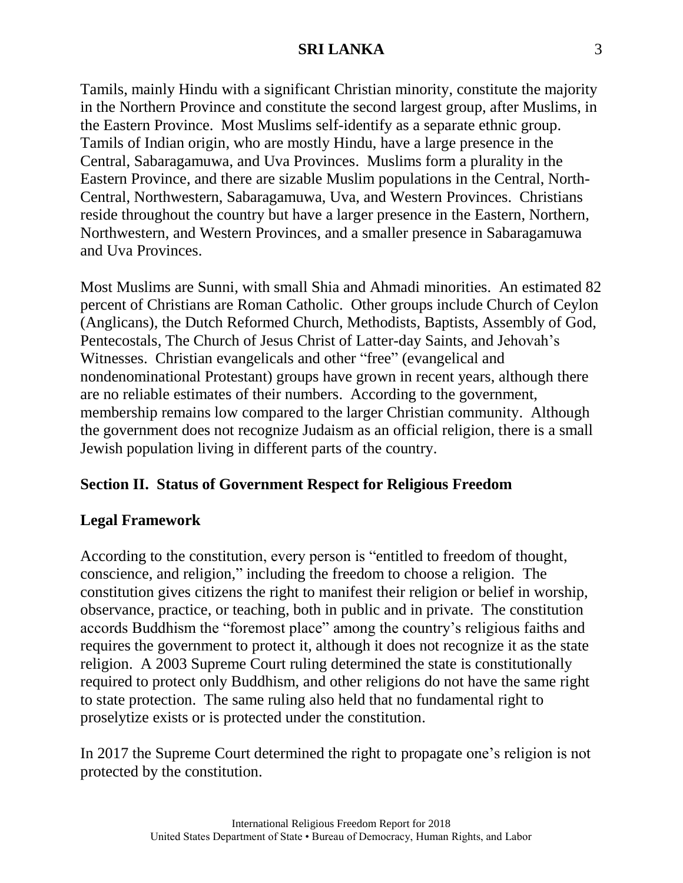Tamils, mainly Hindu with a significant Christian minority, constitute the majority in the Northern Province and constitute the second largest group, after Muslims, in the Eastern Province. Most Muslims self-identify as a separate ethnic group. Tamils of Indian origin, who are mostly Hindu, have a large presence in the Central, Sabaragamuwa, and Uva Provinces. Muslims form a plurality in the Eastern Province, and there are sizable Muslim populations in the Central, North-Central, Northwestern, Sabaragamuwa, Uva, and Western Provinces. Christians reside throughout the country but have a larger presence in the Eastern, Northern, Northwestern, and Western Provinces, and a smaller presence in Sabaragamuwa and Uva Provinces.

Most Muslims are Sunni, with small Shia and Ahmadi minorities. An estimated 82 percent of Christians are Roman Catholic. Other groups include Church of Ceylon (Anglicans), the Dutch Reformed Church, Methodists, Baptists, Assembly of God, Pentecostals, The Church of Jesus Christ of Latter-day Saints, and Jehovah's Witnesses. Christian evangelicals and other "free" (evangelical and nondenominational Protestant) groups have grown in recent years, although there are no reliable estimates of their numbers. According to the government, membership remains low compared to the larger Christian community. Although the government does not recognize Judaism as an official religion, there is a small Jewish population living in different parts of the country.

## Section II. Status of Government Respect for Religious Freedom

### Legal Framework

According to the constitution, every person is "entitled to freedom of thought, conscience, and religion," including the freedom to choose a religion. The constitution gives citizens the right to manifest their religion or belief in worship, observance, practice, or teaching, both in public and in private. The constitution accords Buddhism the "foremost place" among the country's religious faiths and requires the government to protect it, although it does not recognize it as the state religion. A 2003 Supreme Court ruling determined the state is constitutionally required to protect only Buddhism, and other religions do not have the same right to state protection. The same ruling also held that no fundamental right to proselytize exists or is protected under the constitution.

In 2017 the Supreme Court determined the right to propagate one's religion is not protected by the constitution.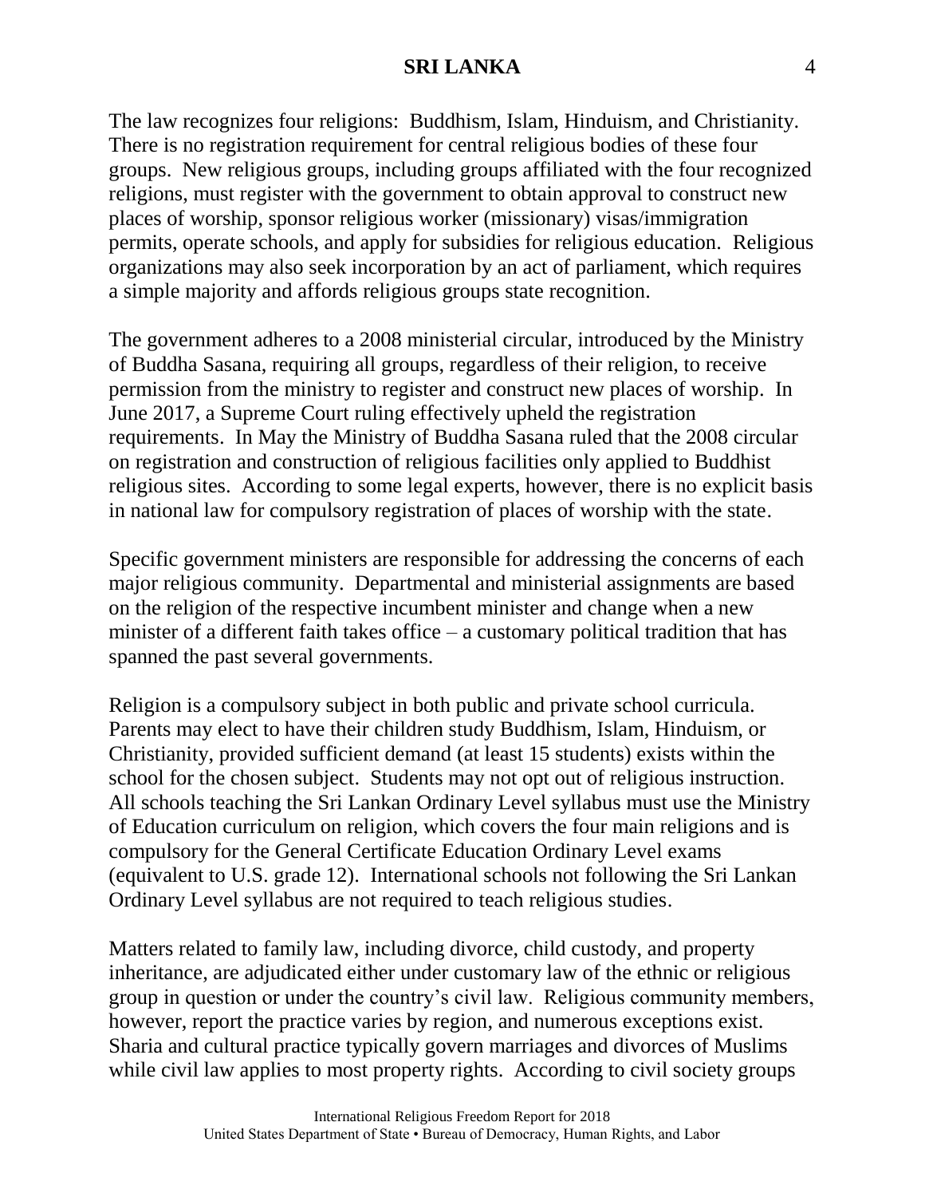The law recognizes four religions: Buddhism, Islam, Hinduism, and Christianity. There is no registration requirement for central religious bodies of these four groups. New religious groups, including groups affiliated with the four recognized religions, must register with the government to obtain approval to construct new places of worship, sponsor religious worker (missionary) visas/immigration permits, operate schools, and apply for subsidies for religious education. Religious organizations may also seek incorporation by an act of parliament, which requires a simple majority and affords religious groups state recognition.

The government adheres to a 2008 ministerial circular, introduced by the Ministry of Buddha Sasana, requiring all groups, regardless of their religion, to receive permission from the ministry to register and construct new places of worship. In June 2017, a Supreme Court ruling effectively upheld the registration requirements. In May the Ministry of Buddha Sasana ruled that the 2008 circular on registration and construction of religious facilities only applied to Buddhist religious sites. According to some legal experts, however, there is no explicit basis in national law for compulsory registration of places of worship with the state.

Specific government ministers are responsible for addressing the concerns of each major religious community. Departmental and ministerial assignments are based on the religion of the respective incumbent minister and change when a new minister of a different faith takes office – a customary political tradition that has spanned the past several governments.

Religion is a compulsory subject in both public and private school curricula. Parents may elect to have their children study Buddhism, Islam, Hinduism, or Christianity, provided sufficient demand (at least 15 students) exists within the school for the chosen subject. Students may not opt out of religious instruction. All schools teaching the Sri Lankan Ordinary Level syllabus must use the Ministry of Education curriculum on religion, which covers the four main religions and is compulsory for the General Certificate Education Ordinary Level exams (equivalent to U.S. grade 12). International schools not following the Sri Lankan Ordinary Level syllabus are not required to teach religious studies.

Matters related to family law, including divorce, child custody, and property inheritance, are adjudicated either under customary law of the ethnic or religious group in question or under the country's civil law. Religious community members, however, report the practice varies by region, and numerous exceptions exist. Sharia and cultural practice typically govern marriages and divorces of Muslims while civil law applies to most property rights. According to civil society groups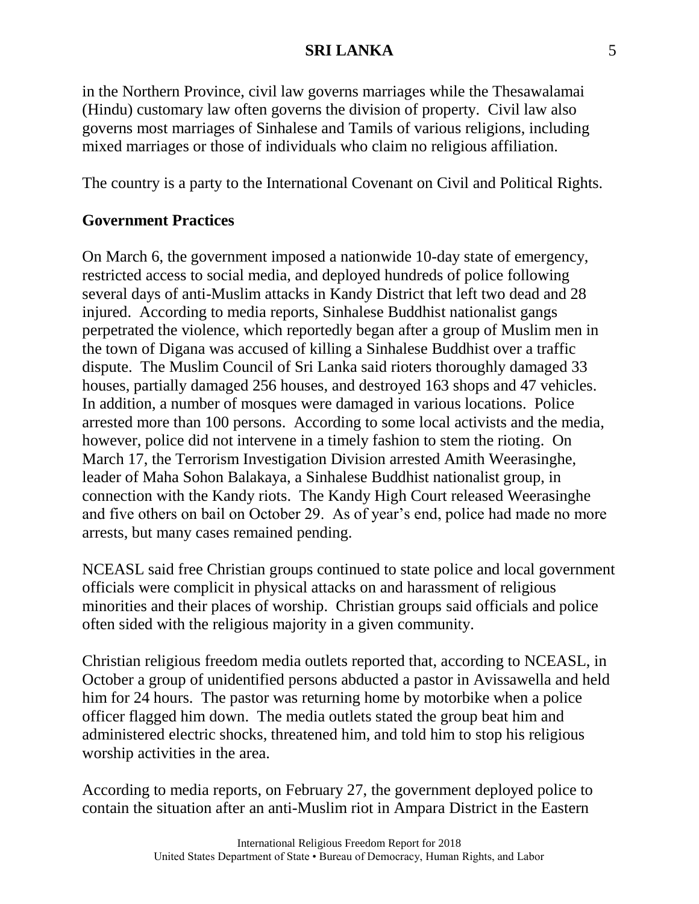in the Northern Province, civil law governs marriages while the Thesawalamai (Hindu) customary law often governs the division of property. Civil law also governs most marriages of Sinhalese and Tamils of various religions, including mixed marriages or those of individuals who claim no religious affiliation.

The country is a party to the International Covenant on Civil and Political Rights.

## Government Practices

On March 6, the government imposed a nationwide 10-day state of emergency, restricted access to social media, and deployed hundreds of police following several days of anti-Muslim attacks in Kandy District that left two dead and 28 injured. According to media reports, Sinhalese Buddhist nationalist gangs perpetrated the violence, which reportedly began after a group of Muslim men in the town of Digana was accused of killing a Sinhalese Buddhist over a traffic dispute. The Muslim Council of Sri Lanka said rioters thoroughly damaged 33 houses, partially damaged 256 houses, and destroyed 163 shops and 47 vehicles. In addition, a number of mosques were damaged in various locations. Police arrested more than 100 persons. According to some local activists and the media, however, police did not intervene in a timely fashion to stem the rioting. On March 17, the Terrorism Investigation Division arrested Amith Weerasinghe, leader of Maha Sohon Balakaya, a Sinhalese Buddhist nationalist group, in connection with the Kandy riots. The Kandy High Court released Weerasinghe and five others on bail on October 29. As of year's end, police had made no more arrests, but many cases remained pending.

NCEASL said free Christian groups continued to state police and local government officials were complicit in physical attacks on and harassment of religious minorities and their places of worship. Christian groups said officials and police often sided with the religious majority in a given community.

Christian religious freedom media outlets reported that, according to NCEASL, in October a group of unidentified persons abducted a pastor in Avissawella and held him for 24 hours. The pastor was returning home by motorbike when a police officer flagged him down. The media outlets stated the group beat him and administered electric shocks, threatened him, and told him to stop his religious worship activities in the area.

According to media reports, on February 27, the government deployed police to contain the situation after an anti-Muslim riot in Ampara District in the Eastern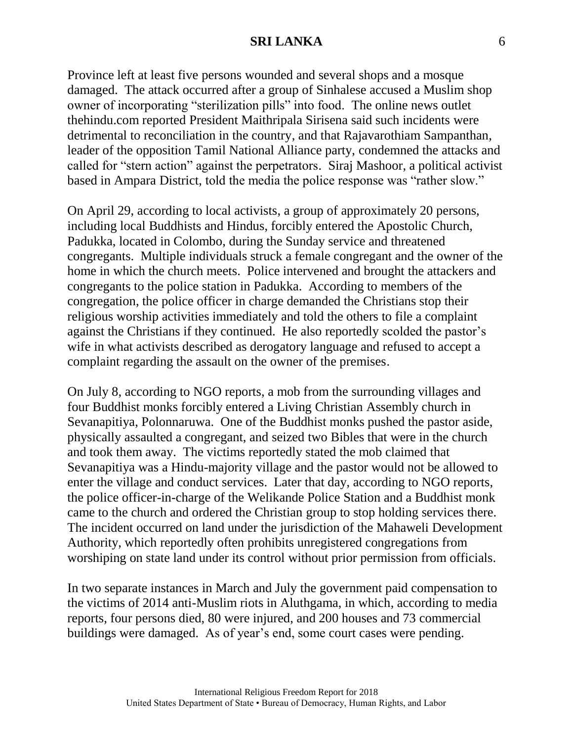Province left at least five persons wounded and several shops and a mosque damaged. The attack occurred after a group of Sinhalese accused a Muslim shop owner of incorporating "sterilization pills" into food. The online news outlet thehindu.com reported President Maithripala Sirisena said such incidents were detrimental to reconciliation in the country, and that Rajavarothiam Sampanthan, leader of the opposition Tamil National Alliance party, condemned the attacks and called for "stern action" against the perpetrators. Siraj Mashoor, a political activist based in Ampara District, told the media the police response was "rather slow."

On April 29, according to local activists, a group of approximately 20 persons, including local Buddhists and Hindus, forcibly entered the Apostolic Church, Padukka, located in Colombo, during the Sunday service and threatened congregants. Multiple individuals struck a female congregant and the owner of the home in which the church meets. Police intervened and brought the attackers and congregants to the police station in Padukka. According to members of the congregation, the police officer in charge demanded the Christians stop their religious worship activities immediately and told the others to file a complaint against the Christians if they continued. He also reportedly scolded the pastor's wife in what activists described as derogatory language and refused to accept a complaint regarding the assault on the owner of the premises.

On July 8, according to NGO reports, a mob from the surrounding villages and four Buddhist monks forcibly entered a Living Christian Assembly church in Sevanapitiya, Polonnaruwa. One of the Buddhist monks pushed the pastor aside, physically assaulted a congregant, and seized two Bibles that were in the church and took them away. The victims reportedly stated the mob claimed that Sevanapitiya was a Hindu-majority village and the pastor would not be allowed to enter the village and conduct services. Later that day, according to NGO reports, the police officer-in-charge of the Welikande Police Station and a Buddhist monk came to the church and ordered the Christian group to stop holding services there. The incident occurred on land under the jurisdiction of the Mahaweli Development Authority, which reportedly often prohibits unregistered congregations from worshiping on state land under its control without prior permission from officials.

In two separate instances in March and July the government paid compensation to the victims of 2014 anti-Muslim riots in Aluthgama, in which, according to media reports, four persons died, 80 were injured, and 200 houses and 73 commercial buildings were damaged. As of year's end, some court cases were pending.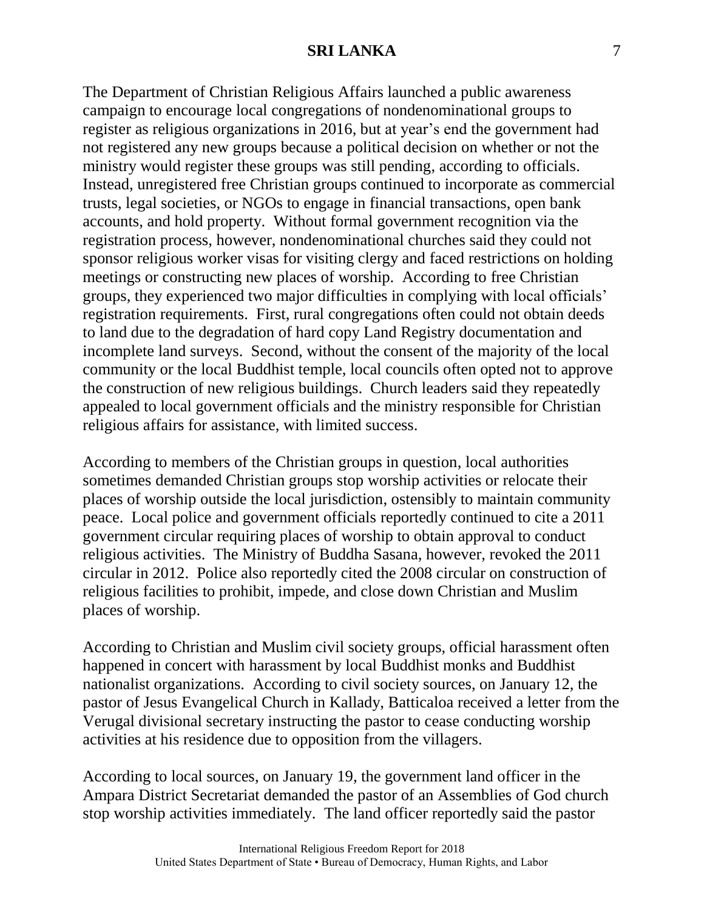The Department of Christian Religious Affairs launched a public awareness campaign to encourage local congregations of nondenominational groups to register as religious organizations in 2016, but at year's end the government had not registered any new groups because a political decision on whether or not the ministry would register these groups was still pending, according to officials. Instead, unregistered free Christian groups continued to incorporate as commercial trusts, legal societies, or NGOs to engage in financial transactions, open bank accounts, and hold property. Without formal government recognition via the registration process, however, nondenominational churches said they could not sponsor religious worker visas for visiting clergy and faced restrictions on holding meetings or constructing new places of worship. According to free Christian groups, they experienced two major difficulties in complying with local officials' registration requirements. First, rural congregations often could not obtain deeds to land due to the degradation of hard copy Land Registry documentation and incomplete land surveys. Second, without the consent of the majority of the local community or the local Buddhist temple, local councils often opted not to approve the construction of new religious buildings. Church leaders said they repeatedly appealed to local government officials and the ministry responsible for Christian religious affairs for assistance, with limited success.

According to members of the Christian groups in question, local authorities sometimes demanded Christian groups stop worship activities or relocate their places of worship outside the local jurisdiction, ostensibly to maintain community peace. Local police and government officials reportedly continued to cite a 2011 government circular requiring places of worship to obtain approval to conduct religious activities. The Ministry of Buddha Sasana, however, revoked the 2011 circular in 2012. Police also reportedly cited the 2008 circular on construction of religious facilities to prohibit, impede, and close down Christian and Muslim places of worship.

According to Christian and Muslim civil society groups, official harassment often happened in concert with harassment by local Buddhist monks and Buddhist nationalist organizations. According to civil society sources, on January 12, the pastor of Jesus Evangelical Church in Kallady, Batticaloa received a letter from the Verugal divisional secretary instructing the pastor to cease conducting worship activities at his residence due to opposition from the villagers.

According to local sources, on January 19, the government land officer in the Ampara District Secretariat demanded the pastor of an Assemblies of God church stop worship activities immediately. The land officer reportedly said the pastor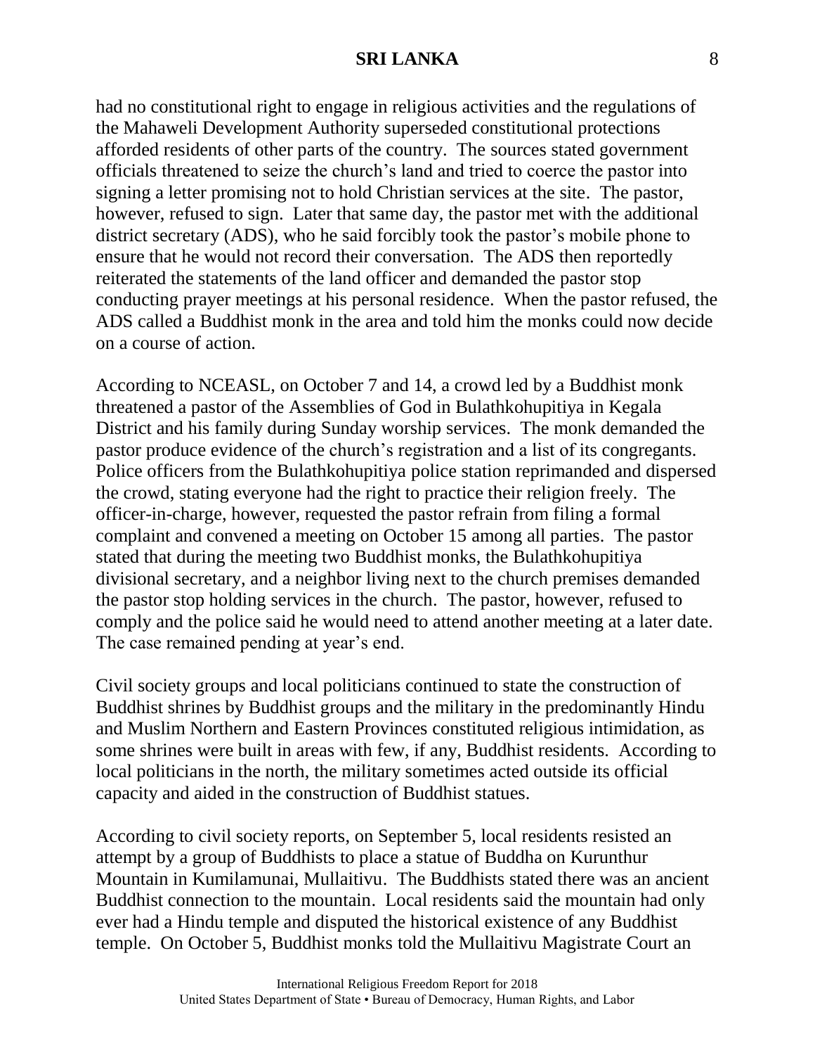had no constitutional right to engage in religious activities and the regulations of the Mahaweli Development Authority superseded constitutional protections afforded residents of other parts of the country. The sources stated government officials threatened to seize the church's land and tried to coerce the pastor into signing a letter promising not to hold Christian services at the site. The pastor, however, refused to sign. Later that same day, the pastor met with the additional district secretary (ADS), who he said forcibly took the pastor's mobile phone to ensure that he would not record their conversation. The ADS then reportedly reiterated the statements of the land officer and demanded the pastor stop conducting prayer meetings at his personal residence. When the pastor refused, the ADS called a Buddhist monk in the area and told him the monks could now decide on a course of action.

According to NCEASL, on October 7 and 14, a crowd led by a Buddhist monk threatened a pastor of the Assemblies of God in Bulathkohupitiya in Kegala District and his family during Sunday worship services. The monk demanded the pastor produce evidence of the church's registration and a list of its congregants. Police officers from the Bulathkohupitiya police station reprimanded and dispersed the crowd, stating everyone had the right to practice their religion freely. The officer-in-charge, however, requested the pastor refrain from filing a formal complaint and convened a meeting on October 15 among all parties. The pastor stated that during the meeting two Buddhist monks, the Bulathkohupitiya divisional secretary, and a neighbor living next to the church premises demanded the pastor stop holding services in the church. The pastor, however, refused to comply and the police said he would need to attend another meeting at a later date. The case remained pending at year's end.

Civil society groups and local politicians continued to state the construction of Buddhist shrines by Buddhist groups and the military in the predominantly Hindu and Muslim Northern and Eastern Provinces constituted religious intimidation, as some shrines were built in areas with few, if any, Buddhist residents. According to local politicians in the north, the military sometimes acted outside its official capacity and aided in the construction of Buddhist statues.

According to civil society reports, on September 5, local residents resisted an attempt by a group of Buddhists to place a statue of Buddha on Kurunthur Mountain in Kumilamunai, Mullaitivu. The Buddhists stated there was an ancient Buddhist connection to the mountain. Local residents said the mountain had only ever had a Hindu temple and disputed the historical existence of any Buddhist temple. On October 5, Buddhist monks told the Mullaitivu Magistrate Court an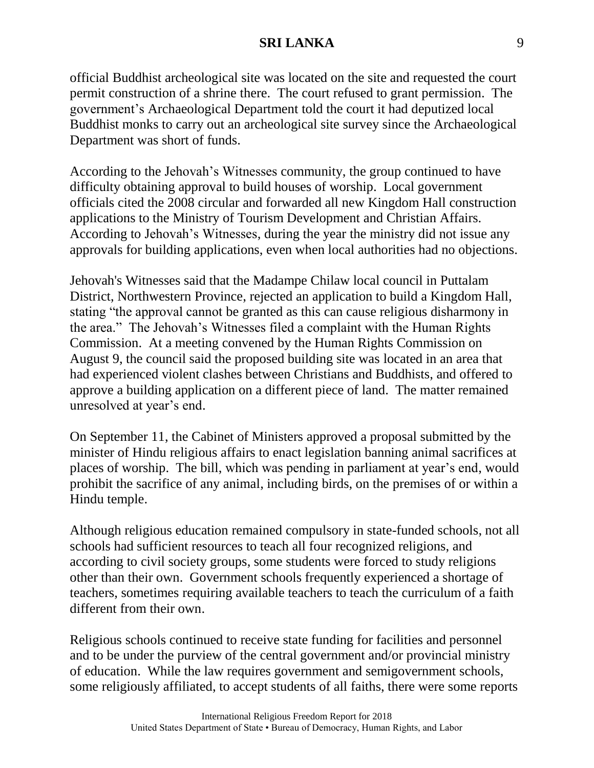official Buddhist archeological site was located on the site and requested the court permit construction of a shrine there. The court refused to grant permission. The government's Archaeological Department told the court it had deputized local Buddhist monks to carry out an archeological site survey since the Archaeological Department was short of funds.

According to the Jehovah's Witnesses community, the group continued to have difficulty obtaining approval to build houses of worship. Local government officials cited the 2008 circular and forwarded all new Kingdom Hall construction applications to the Ministry of Tourism Development and Christian Affairs. According to Jehovah's Witnesses, during the year the ministry did not issue any approvals for building applications, even when local authorities had no objections.

Jehovah's Witnesses said that the Madampe Chilaw local council in Puttalam District, Northwestern Province, rejected an application to build a Kingdom Hall, stating "the approval cannot be granted as this can cause religious disharmony in the area." The Jehovah's Witnesses filed a complaint with the Human Rights Commission. At a meeting convened by the Human Rights Commission on August 9, the council said the proposed building site was located in an area that had experienced violent clashes between Christians and Buddhists, and offered to approve a building application on a different piece of land. The matter remained unresolved at year's end.

On September 11, the Cabinet of Ministers approved a proposal submitted by the minister of Hindu religious affairs to enact legislation banning animal sacrifices at places of worship. The bill, which was pending in parliament at year's end, would prohibit the sacrifice of any animal, including birds, on the premises of or within a Hindu temple.

Although religious education remained compulsory in state-funded schools, not all schools had sufficient resources to teach all four recognized religions, and according to civil society groups, some students were forced to study religions other than their own. Government schools frequently experienced a shortage of teachers, sometimes requiring available teachers to teach the curriculum of a faith different from their own.

Religious schools continued to receive state funding for facilities and personnel and to be under the purview of the central government and/or provincial ministry of education. While the law requires government and semigovernment schools, some religiously affiliated, to accept students of all faiths, there were some reports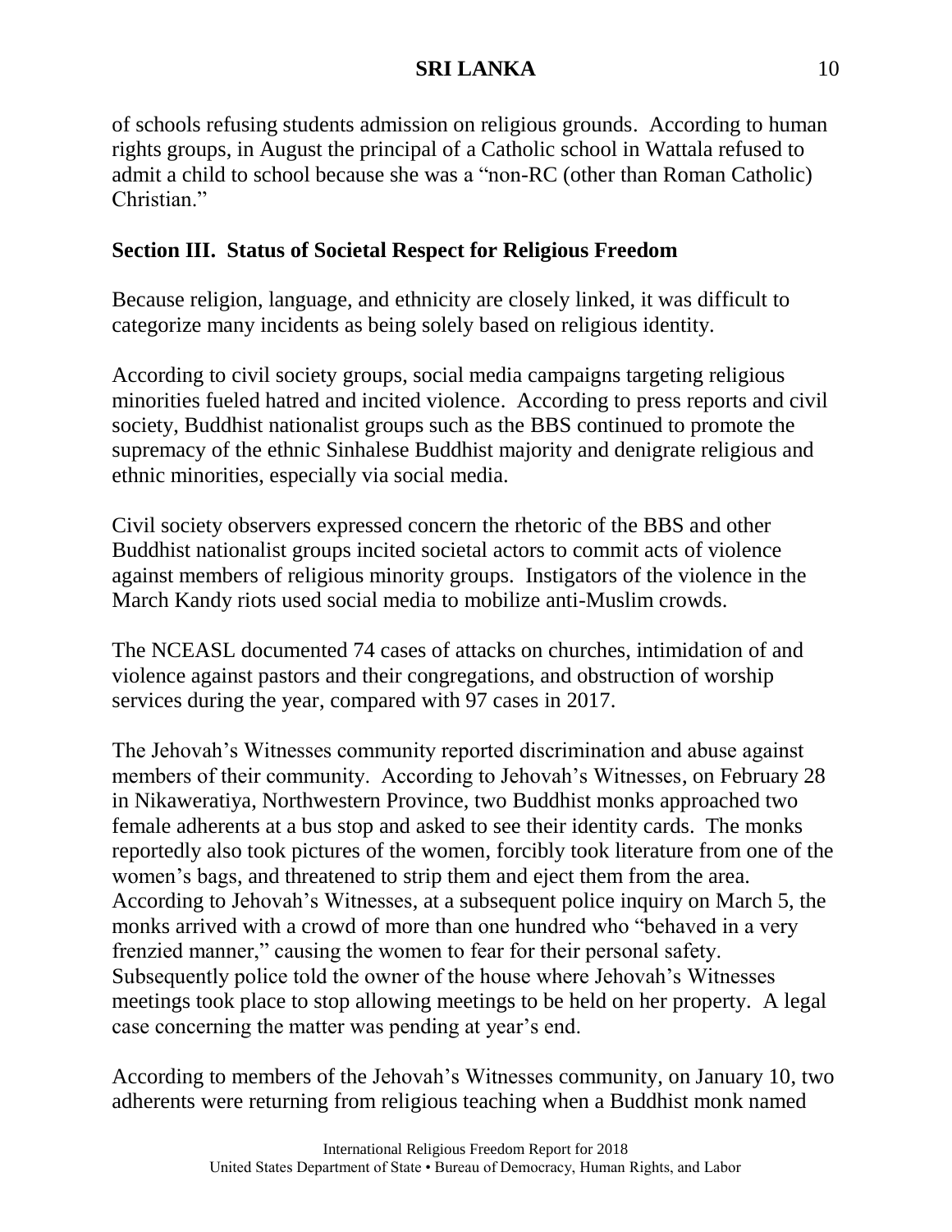of schools refusing students admission on religious grounds. According to human rights groups, in August the principal of a Catholic school in Wattala refused to admit a child to school because she was a "non-RC (other than Roman Catholic) Christian."

## Section III. Status of Societal Respect for Religious Freedom

Because religion, language, and ethnicity are closely linked, it was difficult to categorize many incidents as being solely based on religious identity.

According to civil society groups, social media campaigns targeting religious minorities fueled hatred and incited violence. According to press reports and civil society, Buddhist nationalist groups such as the BBS continued to promote the supremacy of the ethnic Sinhalese Buddhist majority and denigrate religious and ethnic minorities, especially via social media.

Civil society observers expressed concern the rhetoric of the BBS and other Buddhist nationalist groups incited societal actors to commit acts of violence against members of religious minority groups. Instigators of the violence in the March Kandy riots used social media to mobilize anti-Muslim crowds.

The NCEASL documented 74 cases of attacks on churches, intimidation of and violence against pastors and their congregations, and obstruction of worship services during the year, compared with 97 cases in 2017.

The Jehovah's Witnesses community reported discrimination and abuse against members of their community. According to Jehovah's Witnesses, on February 28 in Nikaweratiya, Northwestern Province, two Buddhist monks approached two female adherents at a bus stop and asked to see their identity cards. The monks reportedly also took pictures of the women, forcibly took literature from one of the women's bags, and threatened to strip them and eject them from the area. According to Jehovah's Witnesses, at a subsequent police inquiry on March 5, the monks arrived with a crowd of more than one hundred who "behaved in a very frenzied manner," causing the women to fear for their personal safety. Subsequently police told the owner of the house where Jehovah's Witnesses meetings took place to stop allowing meetings to be held on her property. A legal case concerning the matter was pending at year's end.

According to members of the Jehovah's Witnesses community, on January 10, two adherents were returning from religious teaching when a Buddhist monk named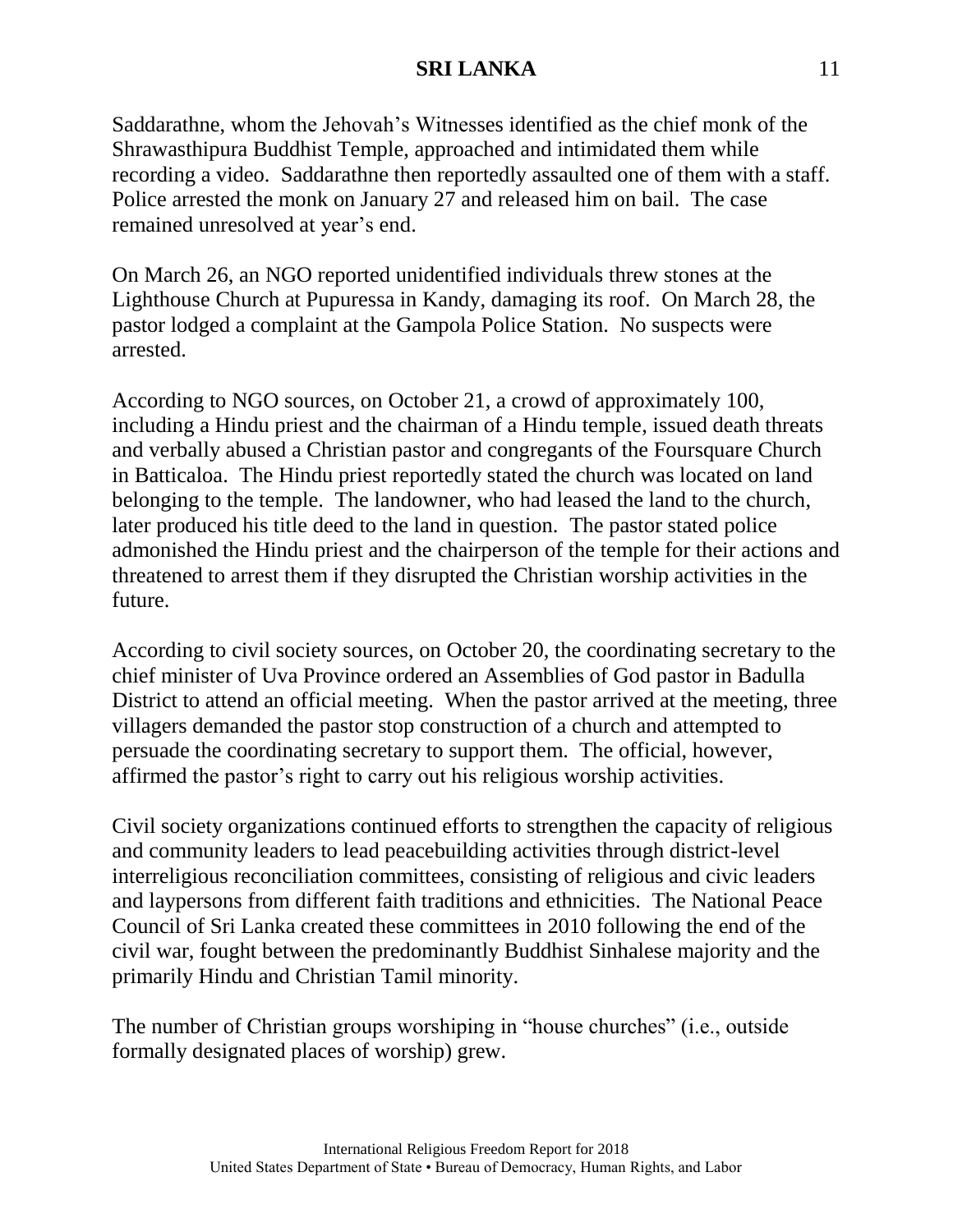Saddarathne, whom the Jehovah's Witnesses identified as the chief monk of the Shrawasthipura Buddhist Temple, approached and intimidated them while recording a video. Saddarathne then reportedly assaulted one of them with a staff. Police arrested the monk on January 27 and released him on bail. The case remained unresolved at year's end.

On March 26, an NGO reported unidentified individuals threw stones at the Lighthouse Church at Pupuressa in Kandy, damaging its roof. On March 28, the pastor lodged a complaint at the Gampola Police Station. No suspects were arrested.

According to NGO sources, on October 21, a crowd of approximately 100, including a Hindu priest and the chairman of a Hindu temple, issued death threats and verbally abused a Christian pastor and congregants of the Foursquare Church in Batticaloa. The Hindu priest reportedly stated the church was located on land belonging to the temple. The landowner, who had leased the land to the church, later produced his title deed to the land in question. The pastor stated police admonished the Hindu priest and the chairperson of the temple for their actions and threatened to arrest them if they disrupted the Christian worship activities in the future.

According to civil society sources, on October 20, the coordinating secretary to the chief minister of Uva Province ordered an Assemblies of God pastor in Badulla District to attend an official meeting. When the pastor arrived at the meeting, three villagers demanded the pastor stop construction of a church and attempted to persuade the coordinating secretary to support them. The official, however, affirmed the pastor's right to carry out his religious worship activities.

Civil society organizations continued efforts to strengthen the capacity of religious and community leaders to lead peacebuilding activities through district-level interreligious reconciliation committees, consisting of religious and civic leaders and laypersons from different faith traditions and ethnicities. The National Peace Council of Sri Lanka created these committees in 2010 following the end of the civil war, fought between the predominantly Buddhist Sinhalese majority and the primarily Hindu and Christian Tamil minority.

The number of Christian groups worshiping in "house churches" (i.e., outside formally designated places of worship) grew.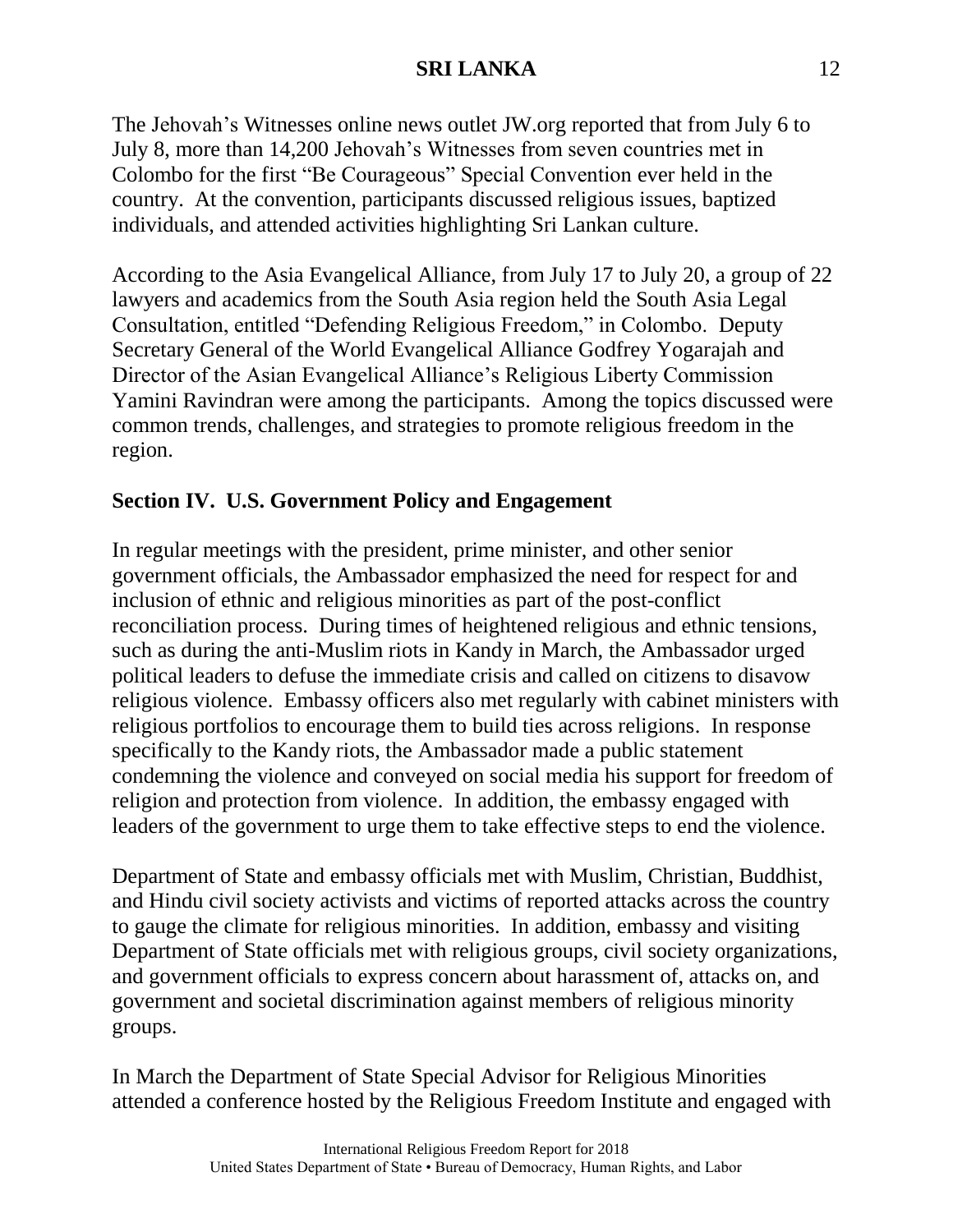The Jehovah's Witnesses online news outlet JW.org reported that from July 6 to July 8, more than 14,200 Jehovah's Witnesses from seven countries met in Colombo for the first "Be Courageous" Special Convention ever held in the country. At the convention, participants discussed religious issues, baptized individuals, and attended activities highlighting Sri Lankan culture.

According to the Asia Evangelical Alliance, from July 17 to July 20, a group of 22 lawyers and academics from the South Asia region held the South Asia Legal Consultation, entitled "Defending Religious Freedom," in Colombo. Deputy Secretary General of the World Evangelical Alliance Godfrey Yogarajah and Director of the Asian Evangelical Alliance's Religious Liberty Commission Yamini Ravindran were among the participants. Among the topics discussed were common trends, challenges, and strategies to promote religious freedom in the region.

## Section IV. U.S. Government Policy and Engagement

In regular meetings with the president, prime minister, and other senior government officials, the Ambassador emphasized the need for respect for and inclusion of ethnic and religious minorities as part of the post-conflict reconciliation process. During times of heightened religious and ethnic tensions, such as during the anti-Muslim riots in Kandy in March, the Ambassador urged political leaders to defuse the immediate crisis and called on citizens to disavow religious violence. Embassy officers also met regularly with cabinet ministers with religious portfolios to encourage them to build ties across religions. In response specifically to the Kandy riots, the Ambassador made a public statement condemning the violence and conveyed on social media his support for freedom of religion and protection from violence. In addition, the embassy engaged with leaders of the government to urge them to take effective steps to end the violence.

Department of State and embassy officials met with Muslim, Christian, Buddhist, and Hindu civil society activists and victims of reported attacks across the country to gauge the climate for religious minorities. In addition, embassy and visiting Department of State officials met with religious groups, civil society organizations, and government officials to express concern about harassment of, attacks on, and government and societal discrimination against members of religious minority groups.

In March the Department of State Special Advisor for Religious Minorities attended a conference hosted by the Religious Freedom Institute and engaged with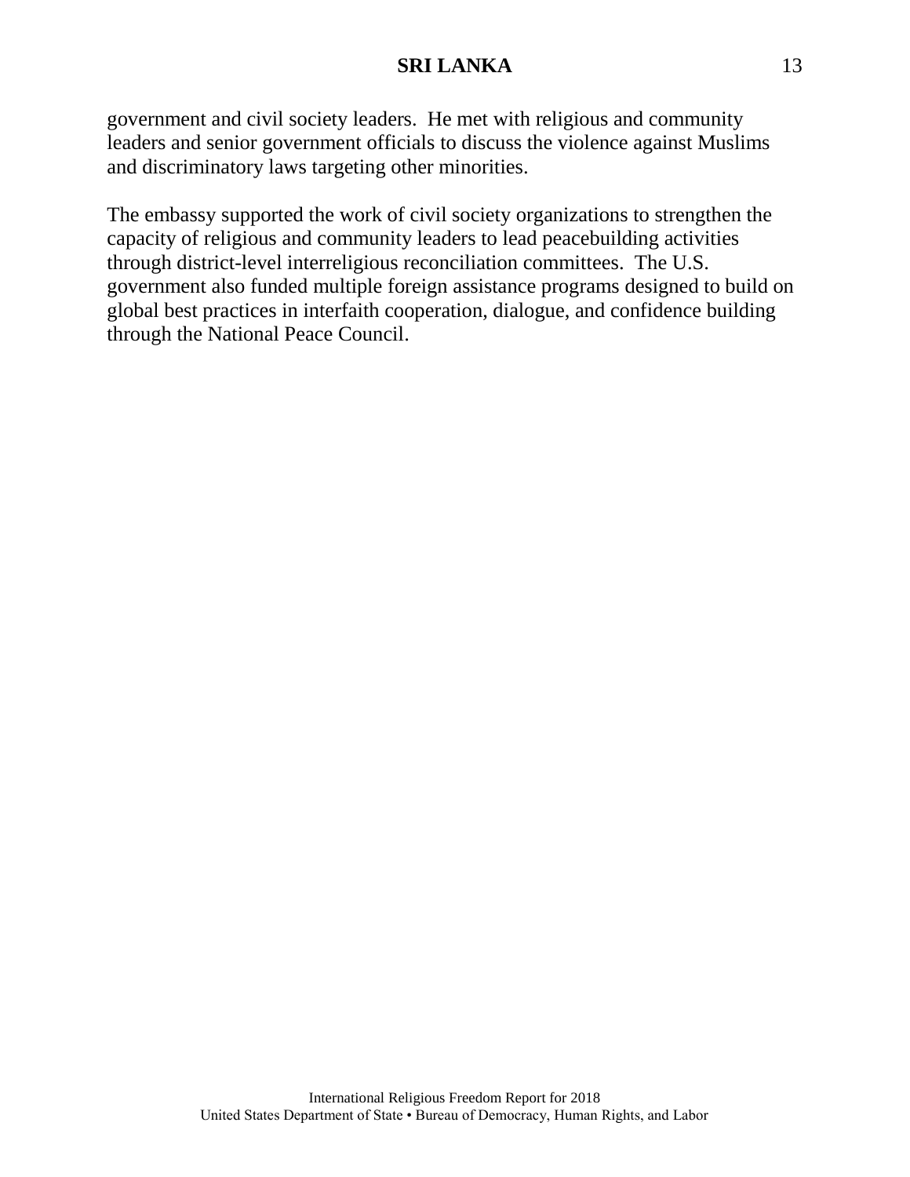government and civil society leaders. He met with religious and community leaders and senior government officials to discuss the violence against Muslims and discriminatory laws targeting other minorities.

The embassy supported the work of civil society organizations to strengthen the capacity of religious and community leaders to lead peacebuilding activities through district-level interreligious reconciliation committees. The U.S. government also funded multiple foreign assistance programs designed to build on global best practices in interfaith cooperation, dialogue, and confidence building through the National Peace Council.